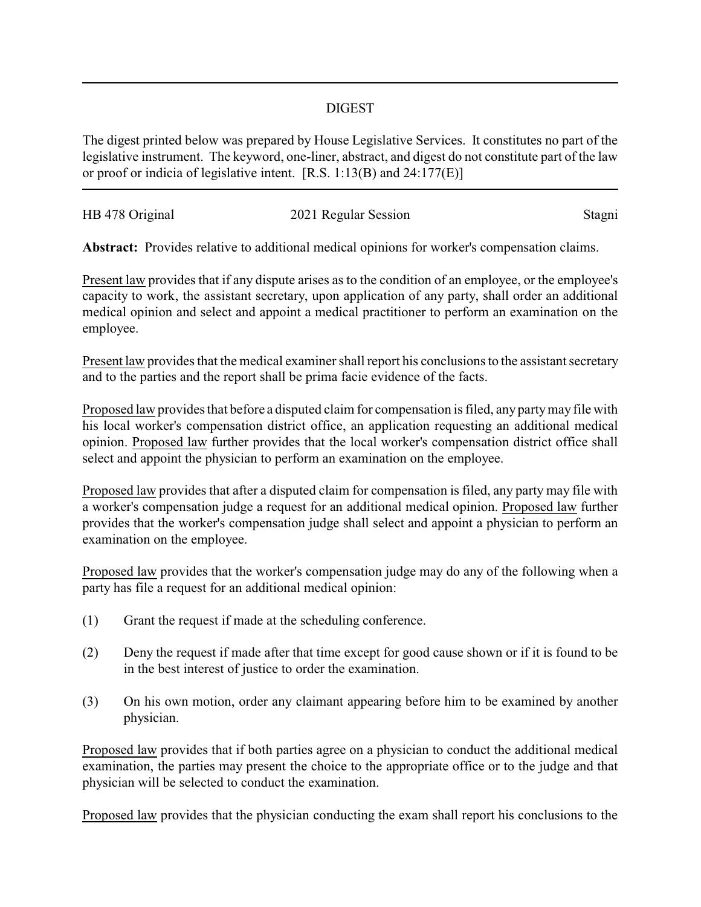# DIGEST

The digest printed below was prepared by House Legislative Services. It constitutes no part of the legislative instrument. The keyword, one-liner, abstract, and digest do not constitute part of the law or proof or indicia of legislative intent. [R.S. 1:13(B) and 24:177(E)]

---

HB 478 Original | 2021 Regular Session | Stagni

**Abstract:** Provides relative to additional medical opinions for worker's compensation claims.

Present law provides that if any dispute arises as to the condition of an employee, or the employee's capacity to work, the assistant secretary, upon application of any party, shall order an additional medical opinion and select and appoint a medical practitioner to perform an examination on the employee.

Present law provides that the medical examiner shall report his conclusions to the assistant secretary and to the parties and the report shall be prima facie evidence of the facts.

Proposed law provides that before a disputed claim for compensation is filed, any party may file with his local worker's compensation district office, an application requesting an additional medical opinion. Proposed law further provides that the local worker's compensation district office shall select and appoint the physician to perform an examination on the employee.

Proposed law provides that after a disputed claim for compensation is filed, any party may file with a worker's compensation judge a request for an additional medical opinion. Proposed law further provides that the worker's compensation judge shall select and appoint a physician to perform an examination on the employee.

Proposed law provides that the worker's compensation judge may do any of the following when a party has file a request for an additional medical opinion:

(1) Grant the request if made at the scheduling conference.

(2) Deny the request if made after that time except for good cause shown or if it is found to be in the best interest of justice to order the examination.

(3) On his own motion, order any claimant appearing before him to be examined by another physician.

Proposed law provides that if both parties agree on a physician to conduct the additional medical examination, the parties may present the choice to the appropriate office or to the judge and that physician will be selected to conduct the examination.

Proposed law provides that the physician conducting the exam shall report his conclusions to the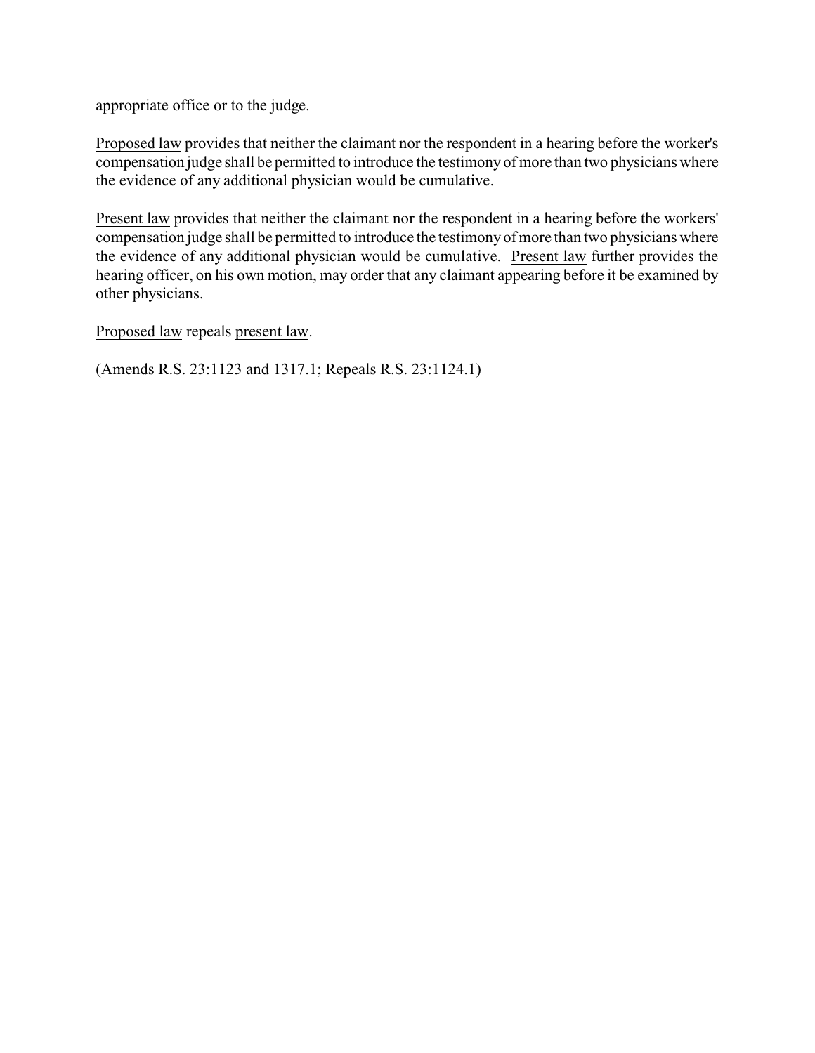appropriate office or to the judge.

Proposed law provides that neither the claimant nor the respondent in a hearing before the worker's compensation judge shall be permitted to introduce the testimony of more than two physicians where the evidence of any additional physician would be cumulative.

Present law provides that neither the claimant nor the respondent in a hearing before the workers' compensation judge shall be permitted to introduce the testimony of more than two physicians where the evidence of any additional physician would be cumulative. Present law further provides the hearing officer, on his own motion, may order that any claimant appearing before it be examined by other physicians.

Proposed law repeals present law.

(Amends R.S. 23:1123 and 1317.1; Repeals R.S. 23:1124.1)